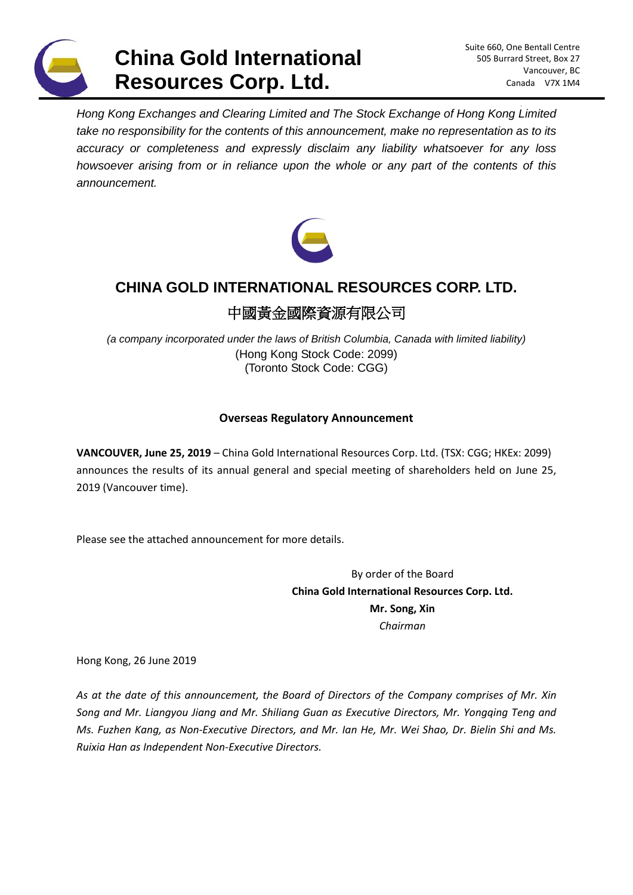# China Gold International Resources Corp. Ltd.

Suite 660, One Bentall Centre
505 Burrard Street, Box 27
Vancouver, BC
Canada V7X 1M4

*Hong Kong Exchanges and Clearing Limited and The Stock Exchange of Hong Kong Limited take no responsibility for the contents of this announcement, make no representation as to its accuracy or completeness and expressly disclaim any liability whatsoever for any loss howsoever arising from or in reliance upon the whole or any part of the contents of this announcement.*

## CHINA GOLD INTERNATIONAL RESOURCES CORP. LTD.

## 中國黃金國際資源有限公司

*(a company incorporated under the laws of British Columbia, Canada with limited liability)*
(Hong Kong Stock Code: 2099)
(Toronto Stock Code: CGG)

### Overseas Regulatory Announcement

**VANCOUVER, June 25, 2019** – China Gold International Resources Corp. Ltd. (TSX: CGG; HKEx: 2099) announces the results of its annual general and special meeting of shareholders held on June 25, 2019 (Vancouver time).

Please see the attached announcement for more details.

By order of the Board
**China Gold International Resources Corp. Ltd.**
**Mr. Song, Xin**
*Chairman*

Hong Kong, 26 June 2019

*As at the date of this announcement, the Board of Directors of the Company comprises of Mr. Xin Song and Mr. Liangyou Jiang and Mr. Shiliang Guan as Executive Directors, Mr. Yongqing Teng and Ms. Fuzhen Kang, as Non-Executive Directors, and Mr. Ian He, Mr. Wei Shao, Dr. Bielin Shi and Ms. Ruixia Han as Independent Non-Executive Directors.*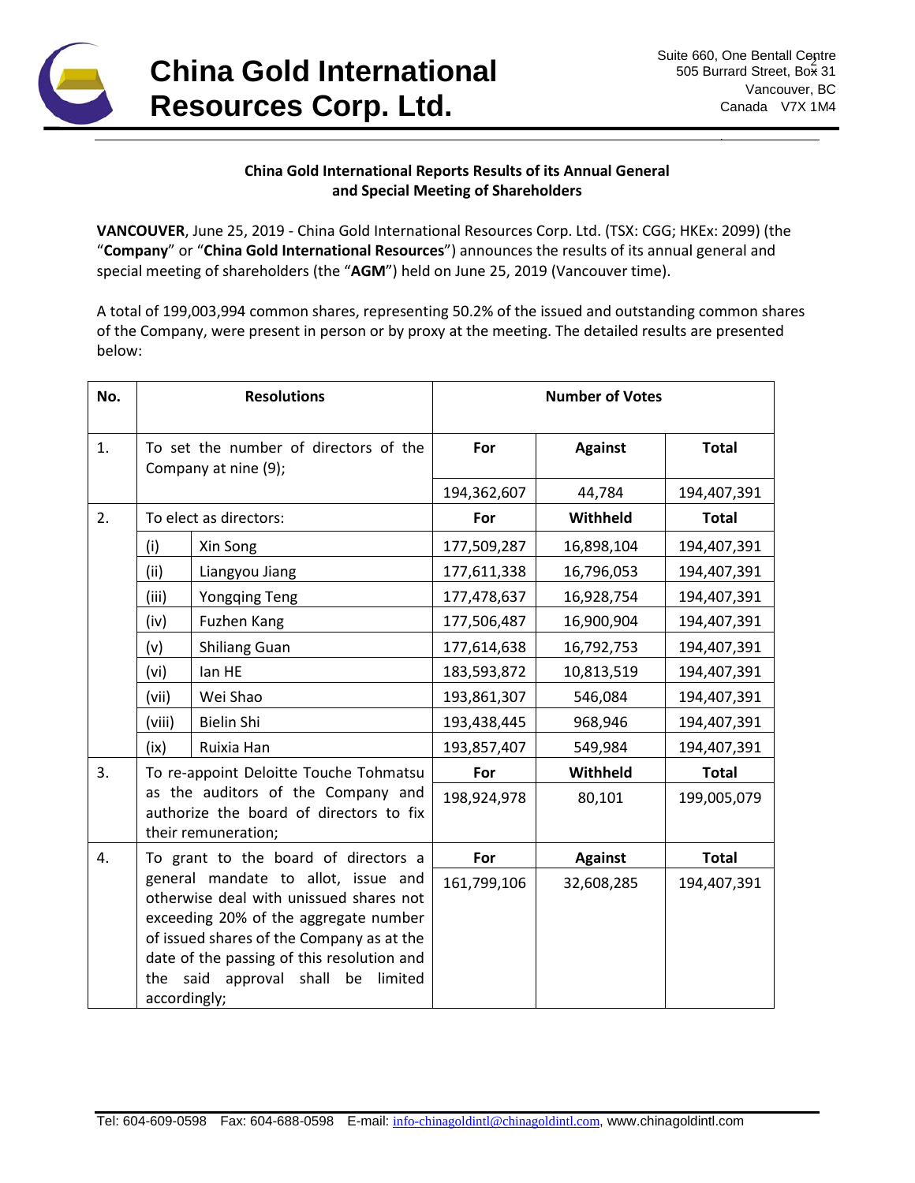**China Gold International Reports Results of its Annual General and Special Meeting of Shareholders**

**VANCOUVER**, June 25, 2019 - China Gold International Resources Corp. Ltd. (TSX: CGG; HKEx: 2099) (the "**Company**" or "**China Gold International Resources**") announces the results of its annual general and special meeting of shareholders (the "**AGM**") held on June 25, 2019 (Vancouver time).

A total of 199,003,994 common shares, representing 50.2% of the issued and outstanding common shares of the Company, were present in person or by proxy at the meeting. The detailed results are presented below:

| No. | Resolutions | | Number of Votes | | |
|---|---|---|---|---|---|
| 1. | To set the number of directors of the Company at nine (9); | | **For** | **Against** | **Total** |
| | | | 194,362,607 | 44,784 | 194,407,391 |
| 2. | To elect as directors: | | **For** | **Withheld** | **Total** |
| | (i) | Xin Song | 177,509,287 | 16,898,104 | 194,407,391 |
| | (ii) | Liangyou Jiang | 177,611,338 | 16,796,053 | 194,407,391 |
| | (iii) | Yongqing Teng | 177,478,637 | 16,928,754 | 194,407,391 |
| | (iv) | Fuzhen Kang | 177,506,487 | 16,900,904 | 194,407,391 |
| | (v) | Shiliang Guan | 177,614,638 | 16,792,753 | 194,407,391 |
| | (vi) | Ian HE | 183,593,872 | 10,813,519 | 194,407,391 |
| | (vii) | Wei Shao | 193,861,307 | 546,084 | 194,407,391 |
| | (viii) | Bielin Shi | 193,438,445 | 968,946 | 194,407,391 |
| | (ix) | Ruixia Han | 193,857,407 | 549,984 | 194,407,391 |
| 3. | To re-appoint Deloitte Touche Tohmatsu as the auditors of the Company and authorize the board of directors to fix their remuneration; | | **For** | **Withheld** | **Total** |
| | | | 198,924,978 | 80,101 | 199,005,079 |
| 4. | To grant to the board of directors a general mandate to allot, issue and otherwise deal with unissued shares not exceeding 20% of the aggregate number of issued shares of the Company as at the date of the passing of this resolution and the said approval shall be limited accordingly; | | **For** | **Against** | **Total** |
| | | | 161,799,106 | 32,608,285 | 194,407,391 |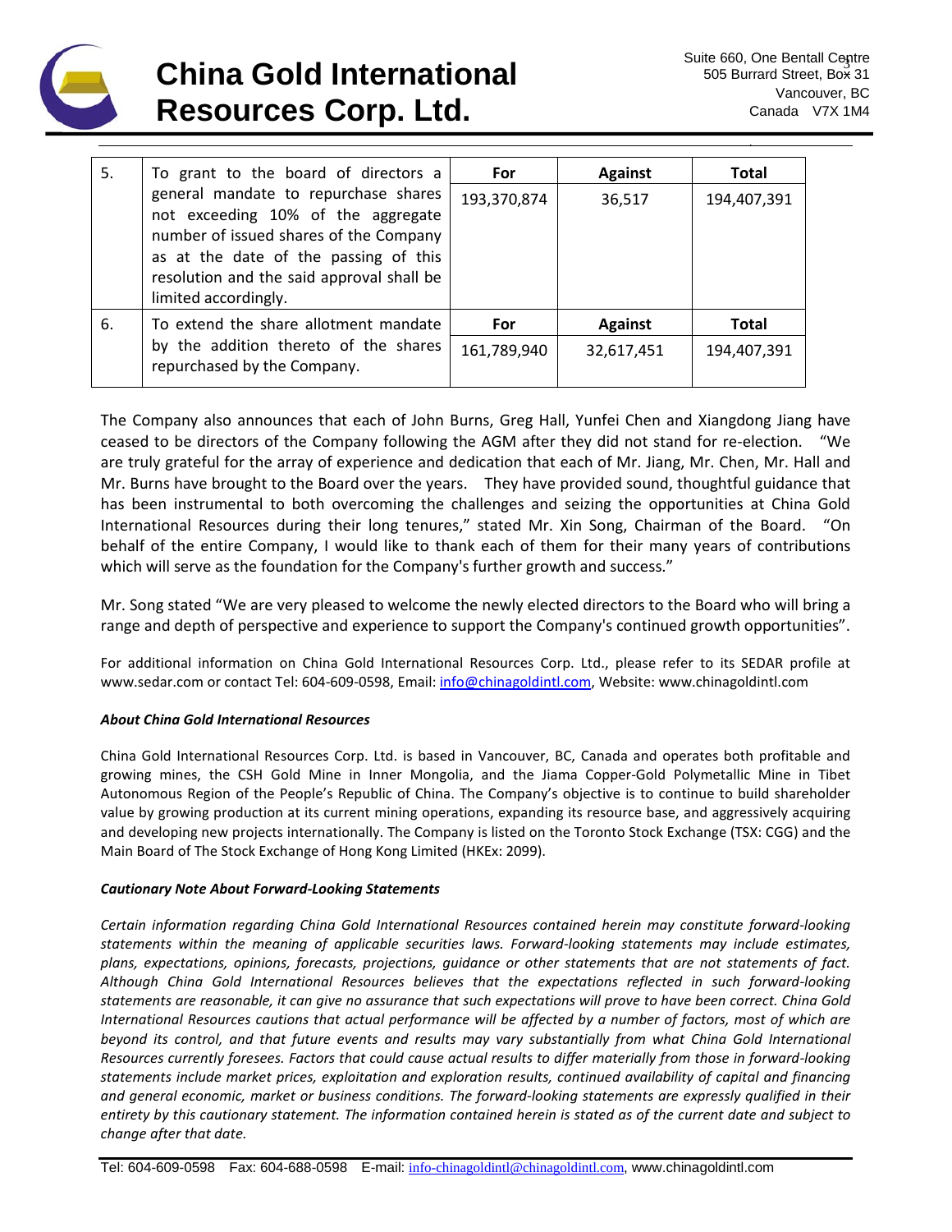| | | | | |
|---|---|---|---|---|
| 5. | To grant to the board of directors a general mandate to repurchase shares not exceeding 10% of the aggregate number of issued shares of the Company as at the date of the passing of this resolution and the said approval shall be limited accordingly. | **For** | **Against** | **Total** |
| | | 193,370,874 | 36,517 | 194,407,391 |
| 6. | To extend the share allotment mandate by the addition thereto of the shares repurchased by the Company. | **For** | **Against** | **Total** |
| | | 161,789,940 | 32,617,451 | 194,407,391 |

The Company also announces that each of John Burns, Greg Hall, Yunfei Chen and Xiangdong Jiang have ceased to be directors of the Company following the AGM after they did not stand for re-election. "We are truly grateful for the array of experience and dedication that each of Mr. Jiang, Mr. Chen, Mr. Hall and Mr. Burns have brought to the Board over the years. They have provided sound, thoughtful guidance that has been instrumental to both overcoming the challenges and seizing the opportunities at China Gold International Resources during their long tenures," stated Mr. Xin Song, Chairman of the Board. "On behalf of the entire Company, I would like to thank each of them for their many years of contributions which will serve as the foundation for the Company's further growth and success."

Mr. Song stated "We are very pleased to welcome the newly elected directors to the Board who will bring a range and depth of perspective and experience to support the Company's continued growth opportunities".

For additional information on China Gold International Resources Corp. Ltd., please refer to its SEDAR profile at www.sedar.com or contact Tel: 604-609-0598, Email: info@chinagoldintl.com, Website: www.chinagoldintl.com

***About China Gold International Resources***

China Gold International Resources Corp. Ltd. is based in Vancouver, BC, Canada and operates both profitable and growing mines, the CSH Gold Mine in Inner Mongolia, and the Jiama Copper-Gold Polymetallic Mine in Tibet Autonomous Region of the People's Republic of China. The Company's objective is to continue to build shareholder value by growing production at its current mining operations, expanding its resource base, and aggressively acquiring and developing new projects internationally. The Company is listed on the Toronto Stock Exchange (TSX: CGG) and the Main Board of The Stock Exchange of Hong Kong Limited (HKEx: 2099).

***Cautionary Note About Forward-Looking Statements***

*Certain information regarding China Gold International Resources contained herein may constitute forward-looking statements within the meaning of applicable securities laws. Forward-looking statements may include estimates, plans, expectations, opinions, forecasts, projections, guidance or other statements that are not statements of fact. Although China Gold International Resources believes that the expectations reflected in such forward-looking statements are reasonable, it can give no assurance that such expectations will prove to have been correct. China Gold International Resources cautions that actual performance will be affected by a number of factors, most of which are beyond its control, and that future events and results may vary substantially from what China Gold International Resources currently foresees. Factors that could cause actual results to differ materially from those in forward-looking statements include market prices, exploitation and exploration results, continued availability of capital and financing and general economic, market or business conditions. The forward-looking statements are expressly qualified in their entirety by this cautionary statement. The information contained herein is stated as of the current date and subject to change after that date.*